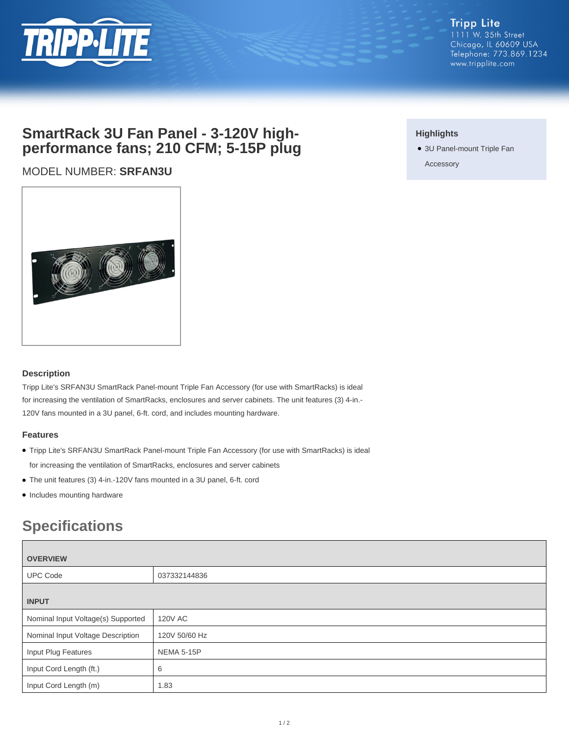Tripp Lite
1111 W. 35th Street
Chicago, IL 60609 USA
Telephone: 773.869.1234
www.tripplite.com

# SmartRack 3U Fan Panel - 3-120V high-performance fans; 210 CFM; 5-15P plug

MODEL NUMBER: **SRFAN3U**

### Highlights

- 3U Panel-mount Triple Fan Accessory

### Description

Tripp Lite's SRFAN3U SmartRack Panel-mount Triple Fan Accessory (for use with SmartRacks) is ideal for increasing the ventilation of SmartRacks, enclosures and server cabinets. The unit features (3) 4-in.-120V fans mounted in a 3U panel, 6-ft. cord, and includes mounting hardware.

### Features

- Tripp Lite's SRFAN3U SmartRack Panel-mount Triple Fan Accessory (for use with SmartRacks) is ideal for increasing the ventilation of SmartRacks, enclosures and server cabinets
- The unit features (3) 4-in.-120V fans mounted in a 3U panel, 6-ft. cord
- Includes mounting hardware

## Specifications

| | |
|---|---|
| **OVERVIEW** | |
| UPC Code | 037332144836 |
| **INPUT** | |
| Nominal Input Voltage(s) Supported | 120V AC |
| Nominal Input Voltage Description | 120V 50/60 Hz |
| Input Plug Features | NEMA 5-15P |
| Input Cord Length (ft.) | 6 |
| Input Cord Length (m) | 1.83 |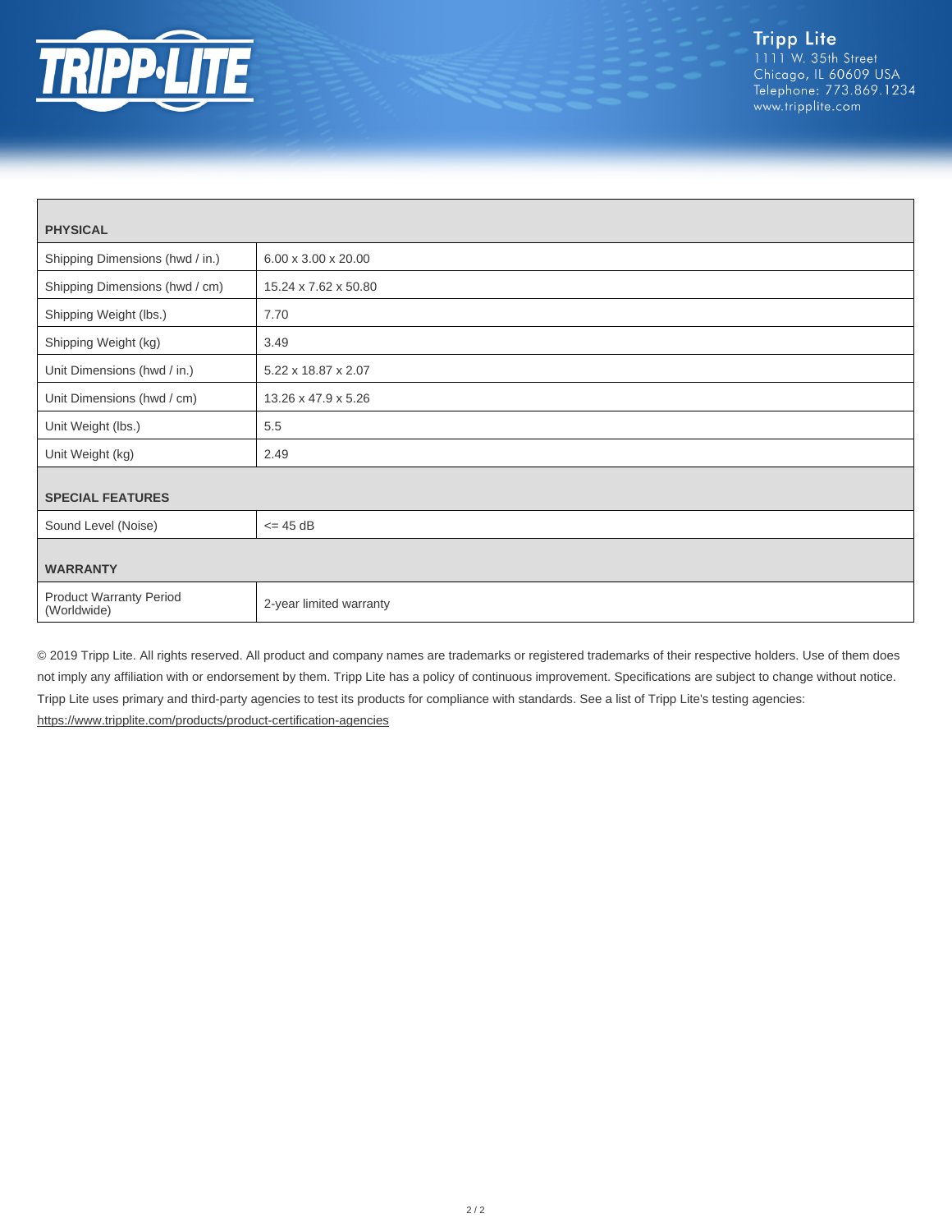Tripp Lite
1111 W. 35th Street
Chicago, IL 60609 USA
Telephone: 773.869.1234
www.tripplite.com

| | |
|---|---|
| **PHYSICAL** | |
| Shipping Dimensions (hwd / in.) | 6.00 x 3.00 x 20.00 |
| Shipping Dimensions (hwd / cm) | 15.24 x 7.62 x 50.80 |
| Shipping Weight (lbs.) | 7.70 |
| Shipping Weight (kg) | 3.49 |
| Unit Dimensions (hwd / in.) | 5.22 x 18.87 x 2.07 |
| Unit Dimensions (hwd / cm) | 13.26 x 47.9 x 5.26 |
| Unit Weight (lbs.) | 5.5 |
| Unit Weight (kg) | 2.49 |
| **SPECIAL FEATURES** | |
| Sound Level (Noise) | <= 45 dB |
| **WARRANTY** | |
| Product Warranty Period (Worldwide) | 2-year limited warranty |

© 2019 Tripp Lite. All rights reserved. All product and company names are trademarks or registered trademarks of their respective holders. Use of them does not imply any affiliation with or endorsement by them. Tripp Lite has a policy of continuous improvement. Specifications are subject to change without notice. Tripp Lite uses primary and third-party agencies to test its products for compliance with standards. See a list of Tripp Lite's testing agencies: https://www.tripplite.com/products/product-certification-agencies